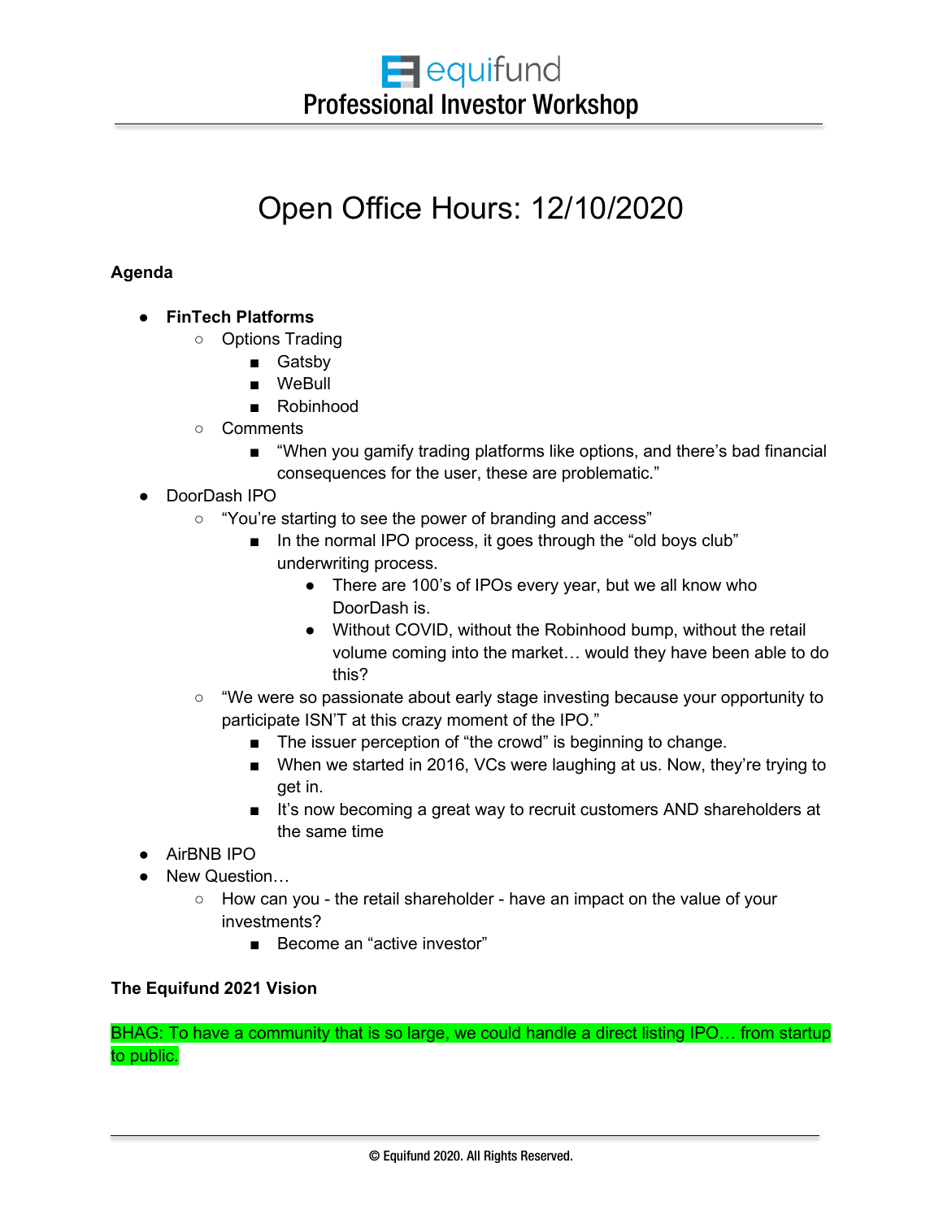# equifund
## Professional Investor Workshop

# Open Office Hours: 12/10/2020

**Agenda**

- **FinTech Platforms**
  - Options Trading
    - Gatsby
    - WeBull
    - Robinhood
  - Comments
    - "When you gamify trading platforms like options, and there's bad financial consequences for the user, these are problematic."
- DoorDash IPO
  - "You're starting to see the power of branding and access"
    - In the normal IPO process, it goes through the "old boys club" underwriting process.
      - There are 100's of IPOs every year, but we all know who DoorDash is.
      - Without COVID, without the Robinhood bump, without the retail volume coming into the market… would they have been able to do this?
  - "We were so passionate about early stage investing because your opportunity to participate ISN'T at this crazy moment of the IPO."
    - The issuer perception of "the crowd" is beginning to change.
    - When we started in 2016, VCs were laughing at us. Now, they're trying to get in.
    - It's now becoming a great way to recruit customers AND shareholders at the same time
- AirBNB IPO
- New Question…
  - How can you - the retail shareholder - have an impact on the value of your investments?
    - Become an "active investor"

**The Equifund 2021 Vision**

BHAG: To have a community that is so large, we could handle a direct listing IPO… from startup to public.

© Equifund 2020. All Rights Reserved.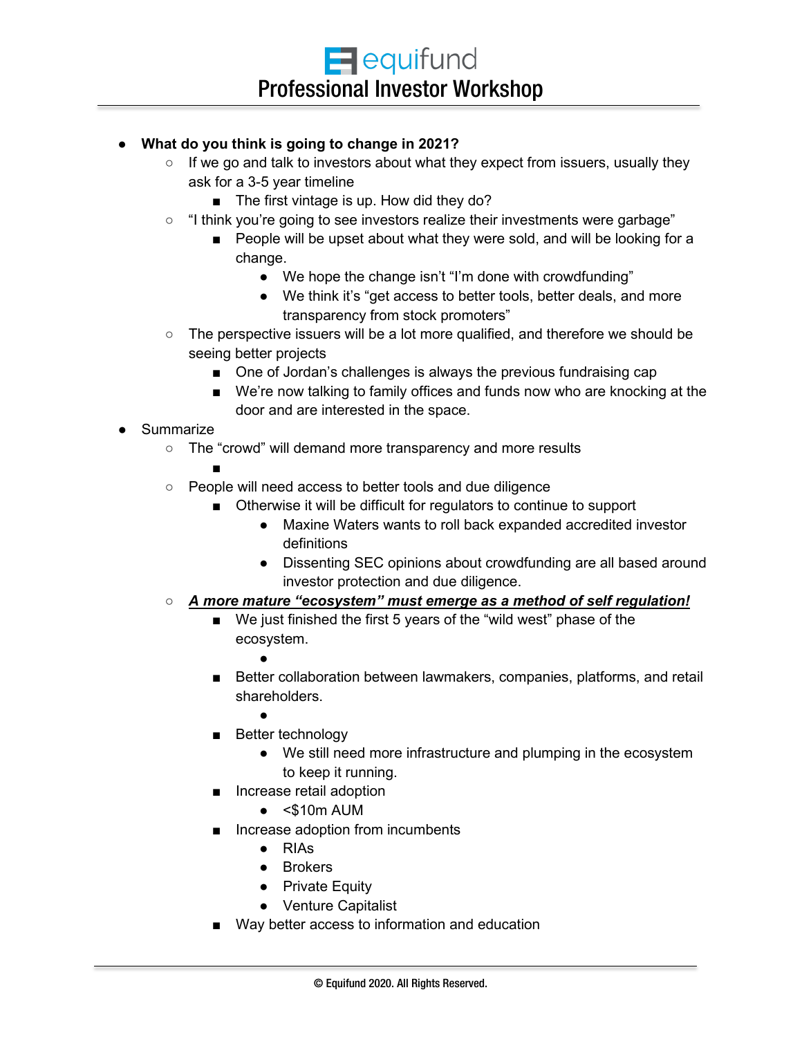- **What do you think is going to change in 2021?**
    - If we go and talk to investors about what they expect from issuers, usually they ask for a 3-5 year timeline
        - The first vintage is up. How did they do?
    - "I think you're going to see investors realize their investments were garbage"
        - People will be upset about what they were sold, and will be looking for a change.
            - We hope the change isn't "I'm done with crowdfunding"
            - We think it's "get access to better tools, better deals, and more transparency from stock promoters"
    - The perspective issuers will be a lot more qualified, and therefore we should be seeing better projects
        - One of Jordan's challenges is always the previous fundraising cap
        - We're now talking to family offices and funds now who are knocking at the door and are interested in the space.
- Summarize
    - The "crowd" will demand more transparency and more results
        -
    - People will need access to better tools and due diligence
        - Otherwise it will be difficult for regulators to continue to support
            - Maxine Waters wants to roll back expanded accredited investor definitions
            - Dissenting SEC opinions about crowdfunding are all based around investor protection and due diligence.
    - ***<u>A more mature "ecosystem" must emerge as a method of self regulation!</u>***
        - We just finished the first 5 years of the "wild west" phase of the ecosystem.
            -
        - Better collaboration between lawmakers, companies, platforms, and retail shareholders.
            -
        - Better technology
            - We still need more infrastructure and plumping in the ecosystem to keep it running.
        - Increase retail adoption
            - <$10m AUM
        - Increase adoption from incumbents
            - RIAs
            - Brokers
            - Private Equity
            - Venture Capitalist
        - Way better access to information and education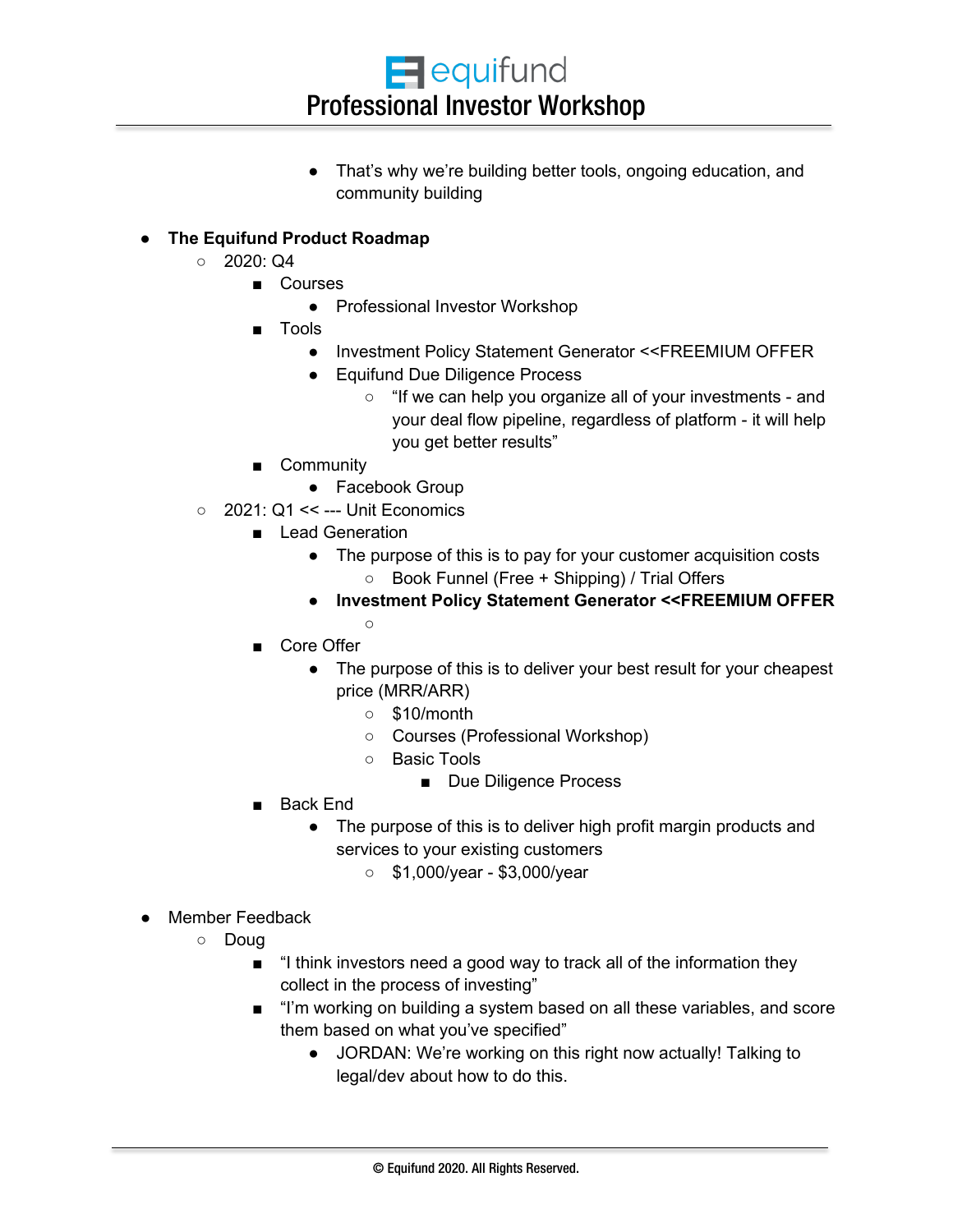- That's why we're building better tools, ongoing education, and community building

- **The Equifund Product Roadmap**
  - 2020: Q4
    - Courses
      - Professional Investor Workshop
    - Tools
      - Investment Policy Statement Generator <<FREEMIUM OFFER
      - Equifund Due Diligence Process
        - "If we can help you organize all of your investments - and your deal flow pipeline, regardless of platform - it will help you get better results"
    - Community
      - Facebook Group
  - 2021: Q1 << --- Unit Economics
    - Lead Generation
      - The purpose of this is to pay for your customer acquisition costs
        - Book Funnel (Free + Shipping) / Trial Offers
      - **Investment Policy Statement Generator <<FREEMIUM OFFER**
        - 
    - Core Offer
      - The purpose of this is to deliver your best result for your cheapest price (MRR/ARR)
        - $10/month
        - Courses (Professional Workshop)
        - Basic Tools
          - Due Diligence Process
    - Back End
      - The purpose of this is to deliver high profit margin products and services to your existing customers
        - $1,000/year - $3,000/year

- Member Feedback
  - Doug
    - "I think investors need a good way to track all of the information they collect in the process of investing"
    - "I'm working on building a system based on all these variables, and score them based on what you've specified"
      - JORDAN: We're working on this right now actually! Talking to legal/dev about how to do this.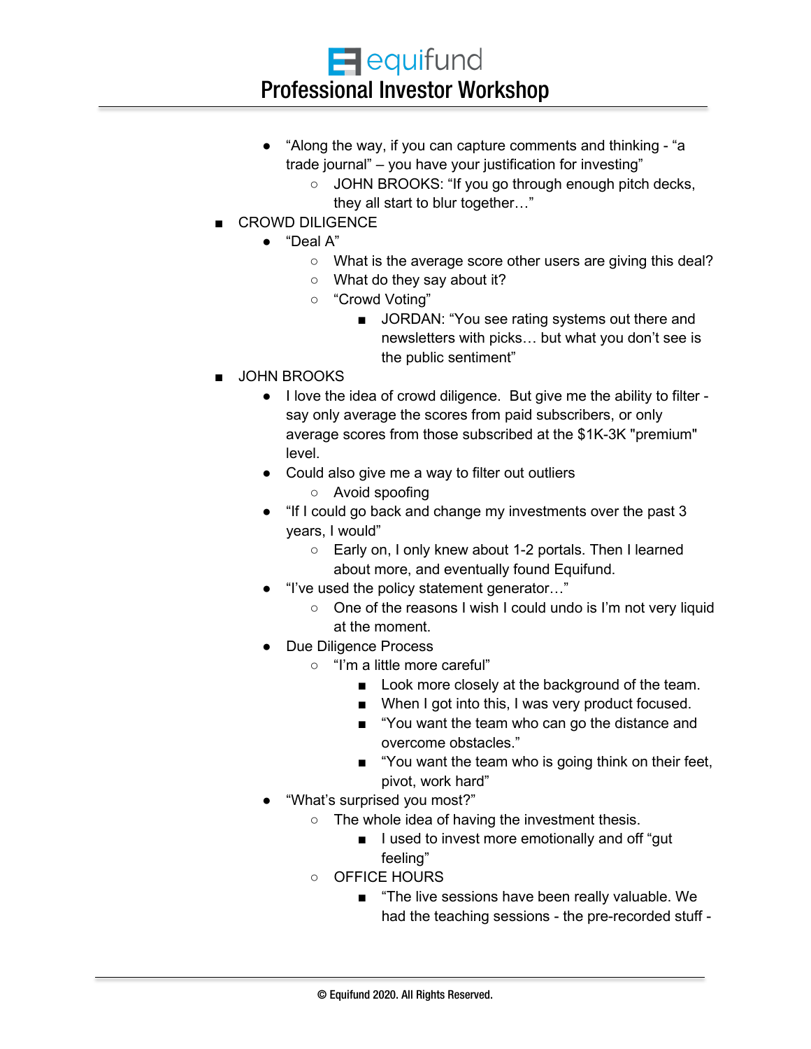- "Along the way, if you can capture comments and thinking - "a trade journal" – you have your justification for investing"
    - JOHN BROOKS: "If you go through enough pitch decks, they all start to blur together…"

- CROWD DILIGENCE
    - "Deal A"
        - What is the average score other users are giving this deal?
        - What do they say about it?
        - "Crowd Voting"
            - JORDAN: "You see rating systems out there and newsletters with picks… but what you don't see is the public sentiment"
- JOHN BROOKS
    - I love the idea of crowd diligence. But give me the ability to filter - say only average the scores from paid subscribers, or only average scores from those subscribed at the $1K-3K "premium" level.
    - Could also give me a way to filter out outliers
        - Avoid spoofing
    - "If I could go back and change my investments over the past 3 years, I would"
        - Early on, I only knew about 1-2 portals. Then I learned about more, and eventually found Equifund.
    - "I've used the policy statement generator…"
        - One of the reasons I wish I could undo is I'm not very liquid at the moment.
    - Due Diligence Process
        - "I'm a little more careful"
            - Look more closely at the background of the team.
            - When I got into this, I was very product focused.
            - "You want the team who can go the distance and overcome obstacles."
            - "You want the team who is going think on their feet, pivot, work hard"
    - "What's surprised you most?"
        - The whole idea of having the investment thesis.
            - I used to invest more emotionally and off "gut feeling"
        - OFFICE HOURS
            - "The live sessions have been really valuable. We had the teaching sessions - the pre-recorded stuff -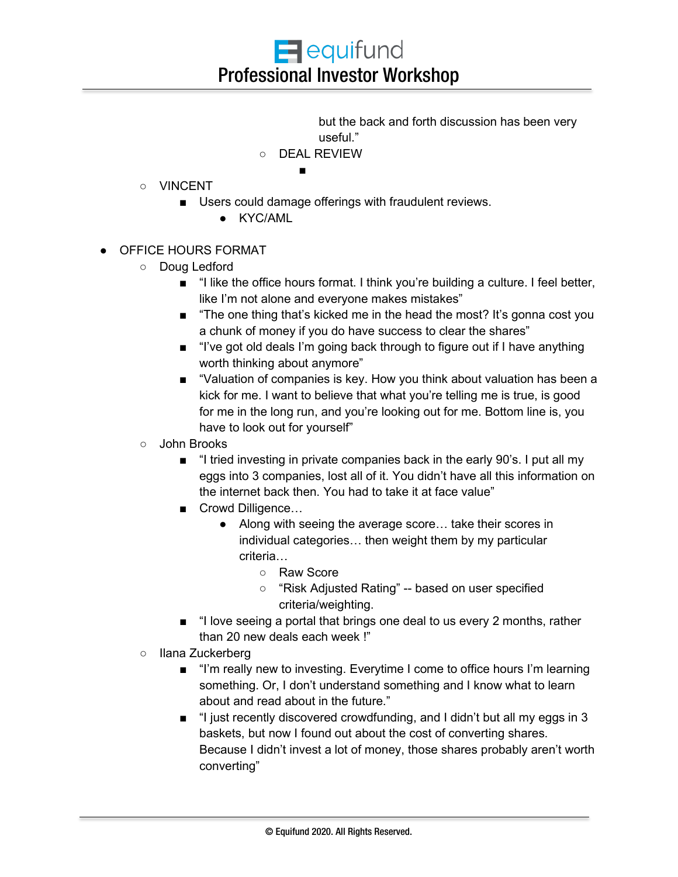but the back and forth discussion has been very useful."

- DEAL REVIEW
  - 

- VINCENT
  - Users could damage offerings with fraudulent reviews.
    - KYC/AML

- OFFICE HOURS FORMAT
  - Doug Ledford
    - "I like the office hours format. I think you're building a culture. I feel better, like I'm not alone and everyone makes mistakes"
    - "The one thing that's kicked me in the head the most? It's gonna cost you a chunk of money if you do have success to clear the shares"
    - "I've got old deals I'm going back through to figure out if I have anything worth thinking about anymore"
    - "Valuation of companies is key. How you think about valuation has been a kick for me. I want to believe that what you're telling me is true, is good for me in the long run, and you're looking out for me. Bottom line is, you have to look out for yourself"
  - John Brooks
    - "I tried investing in private companies back in the early 90's. I put all my eggs into 3 companies, lost all of it. You didn't have all this information on the internet back then. You had to take it at face value"
    - Crowd Dilligence…
      - Along with seeing the average score… take their scores in individual categories… then weight them by my particular criteria…
        - Raw Score
        - "Risk Adjusted Rating" -- based on user specified criteria/weighting.
    - "I love seeing a portal that brings one deal to us every 2 months, rather than 20 new deals each week !"
  - Ilana Zuckerberg
    - "I'm really new to investing. Everytime I come to office hours I'm learning something. Or, I don't understand something and I know what to learn about and read about in the future."
    - "I just recently discovered crowdfunding, and I didn't but all my eggs in 3 baskets, but now I found out about the cost of converting shares. Because I didn't invest a lot of money, those shares probably aren't worth converting"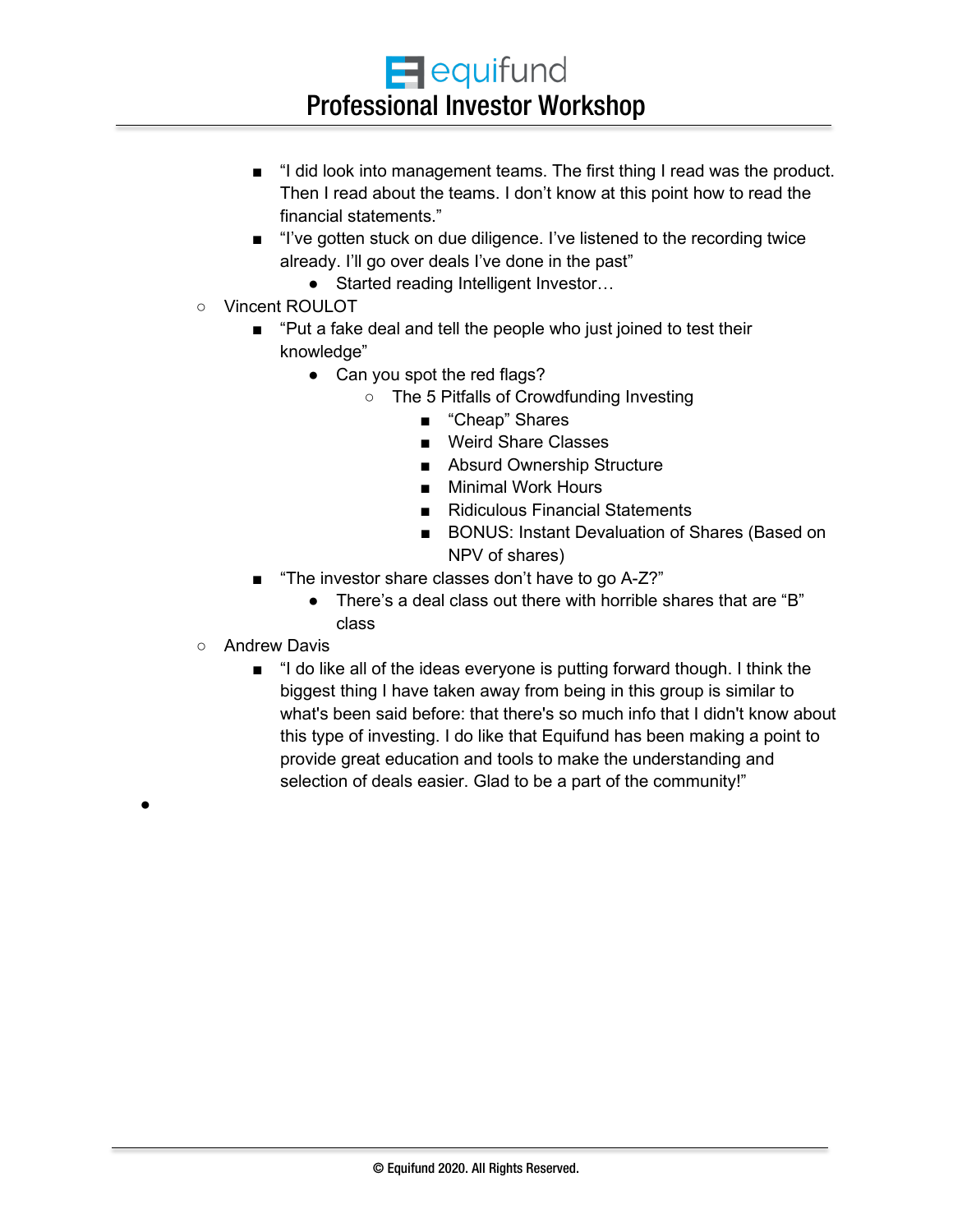- "I did look into management teams. The first thing I read was the product. Then I read about the teams. I don't know at this point how to read the financial statements."
        - "I've gotten stuck on due diligence. I've listened to the recording twice already. I'll go over deals I've done in the past"
            - Started reading Intelligent Investor…
    - Vincent ROULOT
        - "Put a fake deal and tell the people who just joined to test their knowledge"
            - Can you spot the red flags?
                - The 5 Pitfalls of Crowdfunding Investing
                    - "Cheap" Shares
                    - Weird Share Classes
                    - Absurd Ownership Structure
                    - Minimal Work Hours
                    - Ridiculous Financial Statements
                    - BONUS: Instant Devaluation of Shares (Based on NPV of shares)
        - "The investor share classes don't have to go A-Z?"
            - There's a deal class out there with horrible shares that are "B" class
    - Andrew Davis
        - "I do like all of the ideas everyone is putting forward though. I think the biggest thing I have taken away from being in this group is similar to what's been said before: that there's so much info that I didn't know about this type of investing. I do like that Equifund has been making a point to provide great education and tools to make the understanding and selection of deals easier. Glad to be a part of the community!"